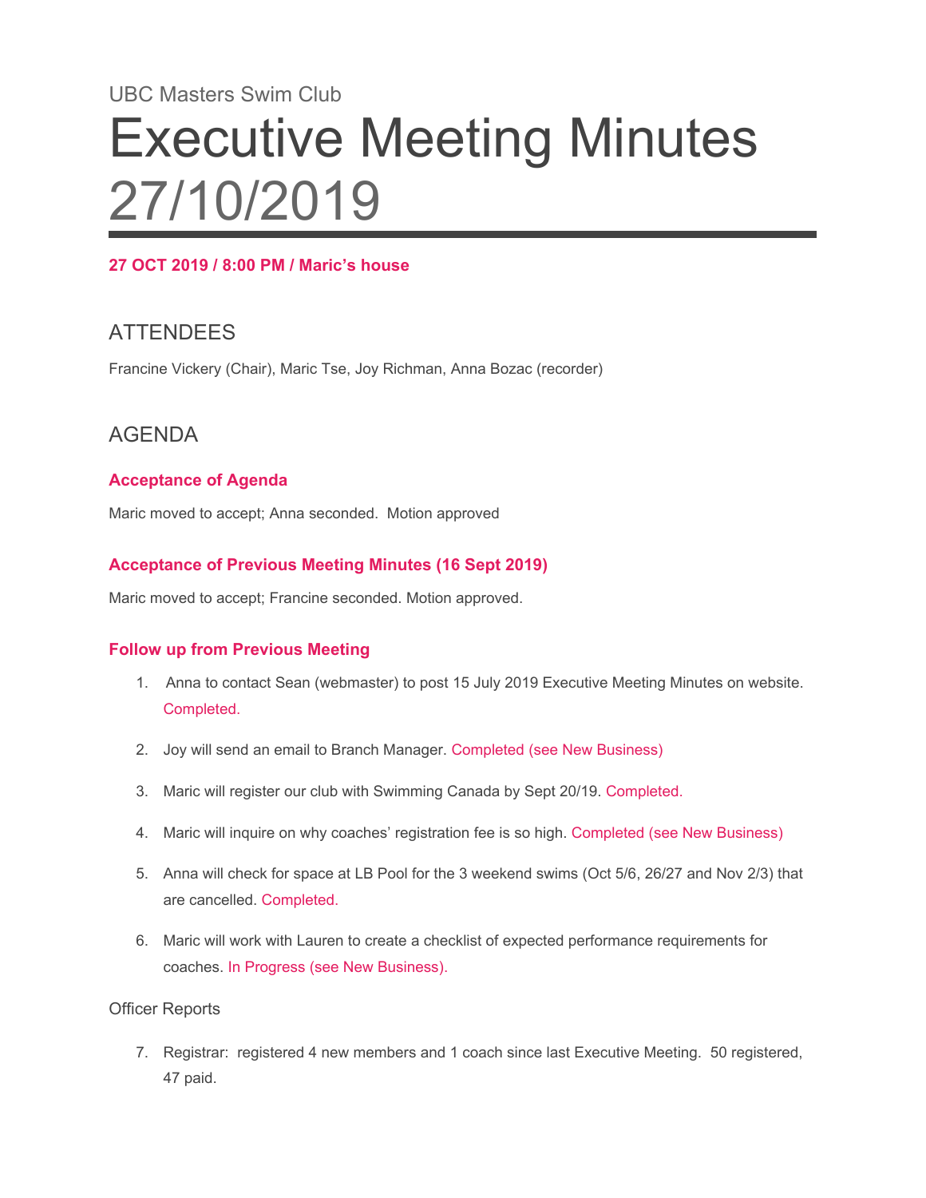UBC Masters Swim Club

# Executive Meeting Minutes 27/10/2019

**27 OCT 2019 / 8:00 PM / Maric's house**

## ATTENDEES

Francine Vickery (Chair), Maric Tse, Joy Richman, Anna Bozac (recorder)

## AGENDA

### Acceptance of Agenda

Maric moved to accept; Anna seconded. Motion approved

### Acceptance of Previous Meeting Minutes (16 Sept 2019)

Maric moved to accept; Francine seconded. Motion approved.

### Follow up from Previous Meeting

1. Anna to contact Sean (webmaster) to post 15 July 2019 Executive Meeting Minutes on website. Completed.
2. Joy will send an email to Branch Manager. Completed (see New Business)
3. Maric will register our club with Swimming Canada by Sept 20/19. Completed.
4. Maric will inquire on why coaches' registration fee is so high. Completed (see New Business)
5. Anna will check for space at LB Pool for the 3 weekend swims (Oct 5/6, 26/27 and Nov 2/3) that are cancelled. Completed.
6. Maric will work with Lauren to create a checklist of expected performance requirements for coaches. In Progress (see New Business).

Officer Reports

7. Registrar: registered 4 new members and 1 coach since last Executive Meeting. 50 registered, 47 paid.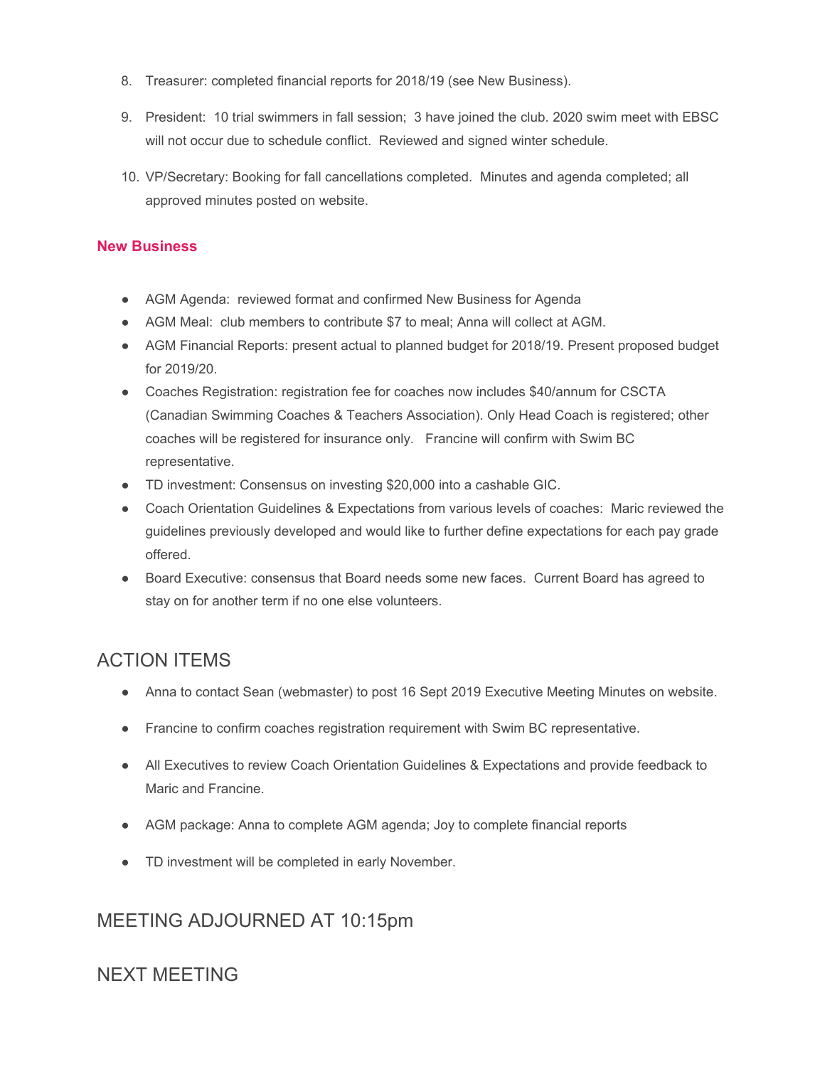8. Treasurer: completed financial reports for 2018/19 (see New Business).

9. President: 10 trial swimmers in fall session; 3 have joined the club. 2020 swim meet with EBSC will not occur due to schedule conflict. Reviewed and signed winter schedule.

10. VP/Secretary: Booking for fall cancellations completed. Minutes and agenda completed; all approved minutes posted on website.

**New Business**

- AGM Agenda: reviewed format and confirmed New Business for Agenda
- AGM Meal: club members to contribute $7 to meal; Anna will collect at AGM.
- AGM Financial Reports: present actual to planned budget for 2018/19. Present proposed budget for 2019/20.
- Coaches Registration: registration fee for coaches now includes $40/annum for CSCTA (Canadian Swimming Coaches & Teachers Association). Only Head Coach is registered; other coaches will be registered for insurance only. Francine will confirm with Swim BC representative.
- TD investment: Consensus on investing $20,000 into a cashable GIC.
- Coach Orientation Guidelines & Expectations from various levels of coaches: Maric reviewed the guidelines previously developed and would like to further define expectations for each pay grade offered.
- Board Executive: consensus that Board needs some new faces. Current Board has agreed to stay on for another term if no one else volunteers.

## ACTION ITEMS

- Anna to contact Sean (webmaster) to post 16 Sept 2019 Executive Meeting Minutes on website.
- Francine to confirm coaches registration requirement with Swim BC representative.
- All Executives to review Coach Orientation Guidelines & Expectations and provide feedback to Maric and Francine.
- AGM package: Anna to complete AGM agenda; Joy to complete financial reports
- TD investment will be completed in early November.

## MEETING ADJOURNED AT 10:15pm

## NEXT MEETING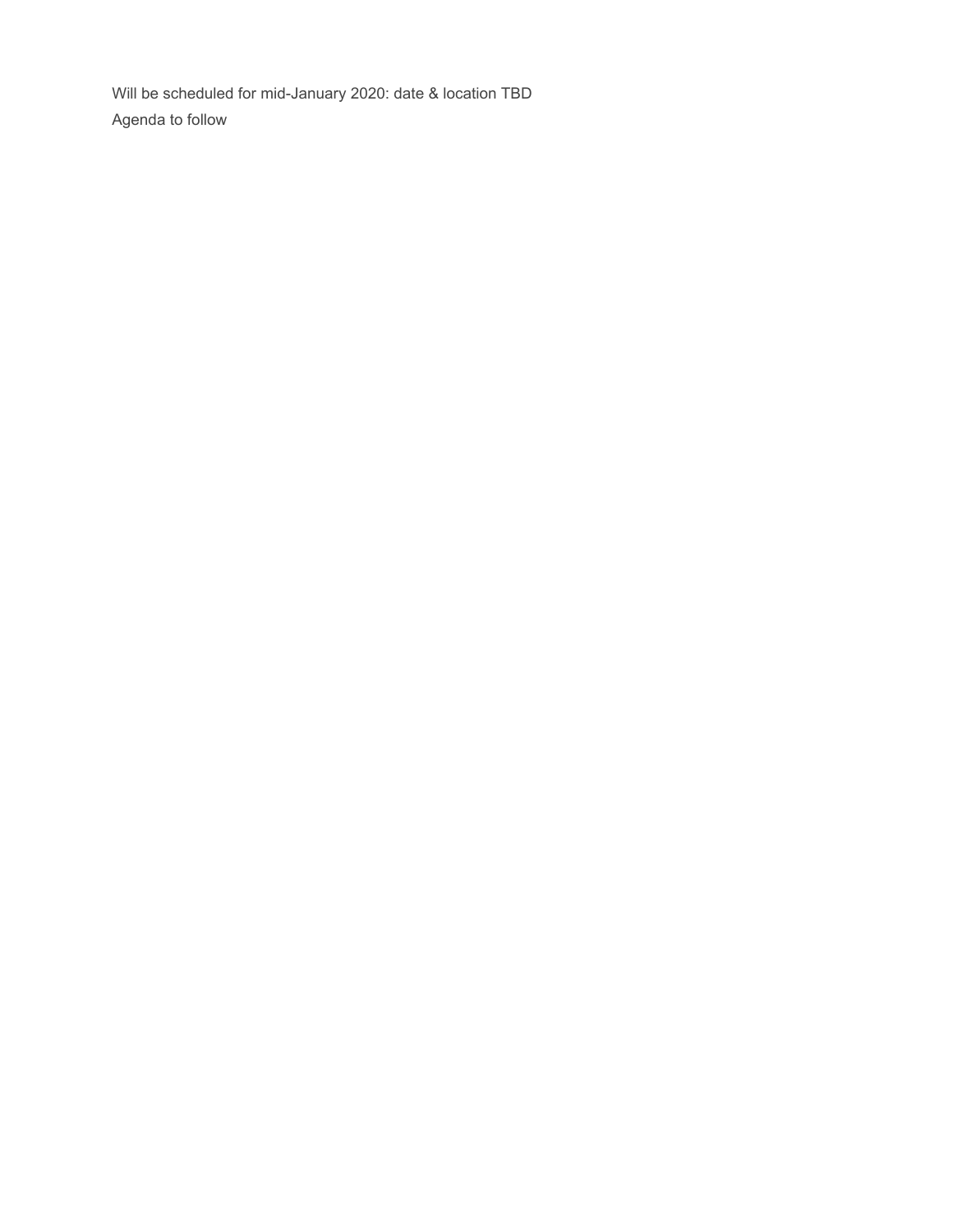Will be scheduled for mid-January 2020: date & location TBD

Agenda to follow